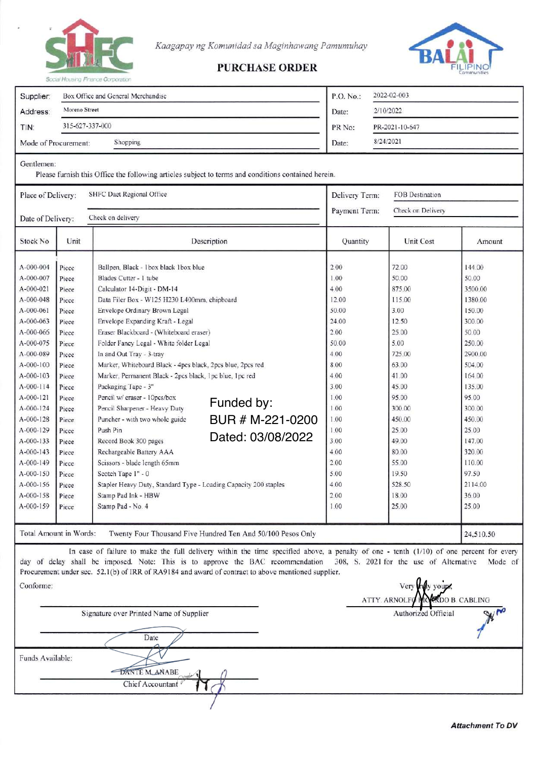Kaagapay ng Komunidad sa Maginhawang Pamumuhay

# PURCHASE ORDER

| | | | |
|---|---|---|---|
| Supplier: | Box Office and General Merchandise | P.O. No.: | 2022-02-003 |
| Address: | Moreno Street | Date: | 2/10/2022 |
| TIN: | 315-627-337-000 | PR No: | PR-2021-10-647 |
| Mode of Procurement: | Shopping | Date: | 8/24/2021 |

Gentlemen:

Please furnish this Office the following articles subject to terms and conditions contained herein.

| | | | |
|---|---|---|---|
| Place of Delivery: | SHFC Daet Regional Office | Delivery Term: | FOB Destination |
| Date of Delivery: | Check on delivery | Payment Term: | Check on Delivery |

| Stock No | Unit | Description | Quantity | Unit Cost | Amount |
|---|---|---|---|---|---|
| A-000-004 | Piece | Ballpen, Black - 1box black 1box blue | 2.00 | 72.00 | 144.00 |
| A-000-007 | Piece | Blades Cutter - 1 tube | 1.00 | 50.00 | 50.00 |
| A-000-021 | Piece | Calculator 14-Digit - DM-14 | 4.00 | 875.00 | 3500.00 |
| A-000-048 | Piece | Data Filer Box - W125 H230 L400mm, chipboard | 12.00 | 115.00 | 1380.00 |
| A-000-061 | Piece | Envelope Ordinary Brown Legal | 50.00 | 3.00 | 150.00 |
| A-000-063 | Piece | Envelope Expanding Kraft - Legal | 24.00 | 12.50 | 300.00 |
| A-000-066 | Piece | Eraser Blackboard - (Whiteboard eraser) | 2.00 | 25.00 | 50.00 |
| A-000-075 | Piece | Folder Fancy Legal - White folder Legal | 50.00 | 5.00 | 250.00 |
| A-000-089 | Piece | In and Out Tray - 3-tray | 4.00 | 725.00 | 2900.00 |
| A-000-100 | Piece | Marker, Whiteboard Black - 4pcs black, 2pcs blue, 2pcs red | 8.00 | 63.00 | 504.00 |
| A-000-103 | Piece | Marker, Permanent Black - 2pcs black, 1pc blue, 1pc red | 4.00 | 41.00 | 164.00 |
| A-000-114 | Piece | Packaging Tape - 3" | 3.00 | 45.00 | 135.00 |
| A-000-121 | Piece | Pencil w/ eraser - 10pcs/box | 1.00 | 95.00 | 95.00 |
| A-000-124 | Piece | Pencil Sharpener - Heavy Duty | 1.00 | 300.00 | 300.00 |
| A-000-128 | Piece | Puncher - with two whole guide | 1.00 | 450.00 | 450.00 |
| A-000-129 | Piece | Push Pin | 1.00 | 25.00 | 25.00 |
| A-000-133 | Piece | Record Book 300 pages | 3.00 | 49.00 | 147.00 |
| A-000-143 | Piece | Rechargeable Battery AAA | 4.00 | 80.00 | 320.00 |
| A-000-149 | Piece | Scissors - blade length 65mm | 2.00 | 55.00 | 110.00 |
| A-000-150 | Piece | Scotch Tape 1" - 0 | 5.00 | 19.50 | 97.50 |
| A-000-156 | Piece | Stapler Heavy Duty, Standard Type - Loading Capacity 200 staples | 4.00 | 528.50 | 2114.00 |
| A-000-158 | Piece | Stamp Pad Ink - HBW | 2.00 | 18.00 | 36.00 |
| A-000-159 | Piece | Stamp Pad - No. 4 | 1.00 | 25.00 | 25.00 |

Funded by:
BUR # M-221-0200
Dated: 03/08/2022

| Total Amount in Words: | Twenty Four Thousand Five Hundred Ten And 50/100 Pesos Only | 24,510.50 |
|---|---|---|

In case of failure to make the full delivery within the time specified above, a penalty of one - tenth (1/10) of one percent for every day of delay shall be imposed. Note: This is to approve the BAC recommendation 308, S. 2021 for the use of Alternative Mode of Procurement under sec. 52.1(b) of IRR of RA9184 and award of contract to above mentioned supplier.

Conforme:

Very truly yours,

ATTY. ARNOLFO RICARDO B. CABLING
Authorized Official

Signature over Printed Name of Supplier

Date

Funds Available:

DANTE M. ANABE
Chief Accountant

***Attachment To DV***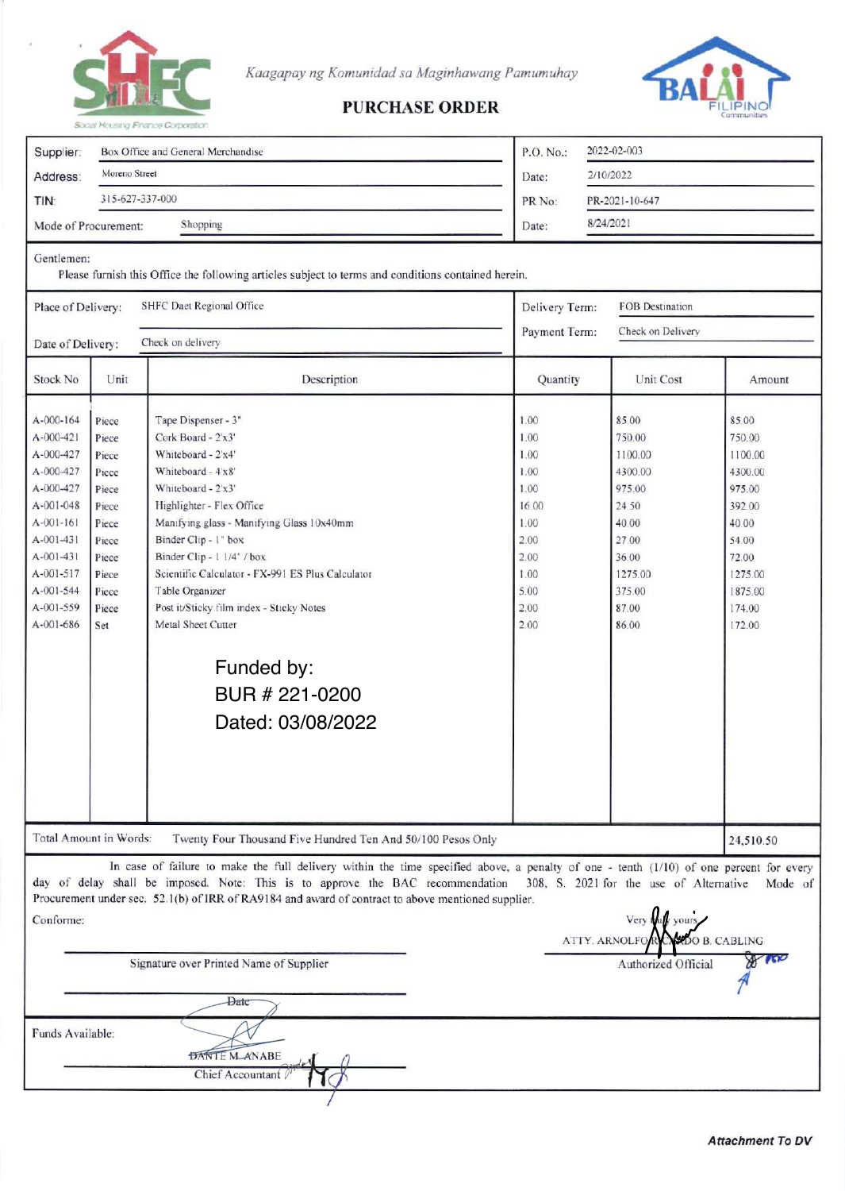Kaagapay ng Komunidad sa Maginhawang Pamumuhay

Social Housing Finance Corporation

# PURCHASE ORDER

| | | | |
|---|---|---|---|
| Supplier: | Box Office and General Merchandise | P.O. No.: | 2022-02-003 |
| Address: | Moreno Street | Date: | 2/10/2022 |
| TIN: | 315-627-337-000 | PR No: | PR-2021-10-647 |
| Mode of Procurement: | Shopping | Date: | 8/24/2021 |

Gentlemen:

Please furnish this Office the following articles subject to terms and conditions contained herein.

| | | | |
|---|---|---|---|
| Place of Delivery: | SHFC Daet Regional Office | Delivery Term: | FOB Destination |
| Date of Delivery: | Check on delivery | Payment Term: | Check on Delivery |

| Stock No | Unit | Description | Quantity | Unit Cost | Amount |
|---|---|---|---|---|---|
| A-000-164 | Piece | Tape Dispenser - 3" | 1.00 | 85.00 | 85.00 |
| A-000-421 | Piece | Cork Board - 2'x3' | 1.00 | 750.00 | 750.00 |
| A-000-427 | Piece | Whiteboard - 2'x4' | 1.00 | 1100.00 | 1100.00 |
| A-000-427 | Piece | Whiteboard - 4'x8' | 1.00 | 4300.00 | 4300.00 |
| A-000-427 | Piece | Whiteboard - 2'x3' | 1.00 | 975.00 | 975.00 |
| A-001-048 | Piece | Highlighter - Flex Office | 16.00 | 24.50 | 392.00 |
| A-001-161 | Piece | Manifying glass - Manifying Glass 10x40mm | 1.00 | 40.00 | 40.00 |
| A-001-431 | Piece | Binder Clip - 1" box | 2.00 | 27.00 | 54.00 |
| A-001-431 | Piece | Binder Clip - 1 1/4" / box | 2.00 | 36.00 | 72.00 |
| A-001-517 | Piece | Scientific Calculator - FX-991 ES Plus Calculator | 1.00 | 1275.00 | 1275.00 |
| A-001-544 | Piece | Table Organizer | 5.00 | 375.00 | 1875.00 |
| A-001-559 | Piece | Post it/Sticky film index - Sticky Notes | 2.00 | 87.00 | 174.00 |
| A-001-686 | Set | Metal Sheet Cutter | 2.00 | 86.00 | 172.00 |
| | | Funded by: BUR # 221-0200 Dated: 03/08/2022 | | | |
| Total Amount in Words: | | Twenty Four Thousand Five Hundred Ten And 50/100 Pesos Only | | | 24,510.50 |

In case of failure to make the full delivery within the time specified above, a penalty of one - tenth (1/10) of one percent for every day of delay shall be imposed. Note: This is to approve the BAC recommendation 308, S. 2021 for the use of Alternative Mode of Procurement under sec. 52.1(b) of IRR of RA9184 and award of contract to above mentioned supplier.

Conforme:

Very truly yours,

ATTY. ARNOLFO RICARDO B. CABLING
Authorized Official

Signature over Printed Name of Supplier

Date

Funds Available:

DANTE M. ANABE
Chief Accountant

*Attachment To DV*